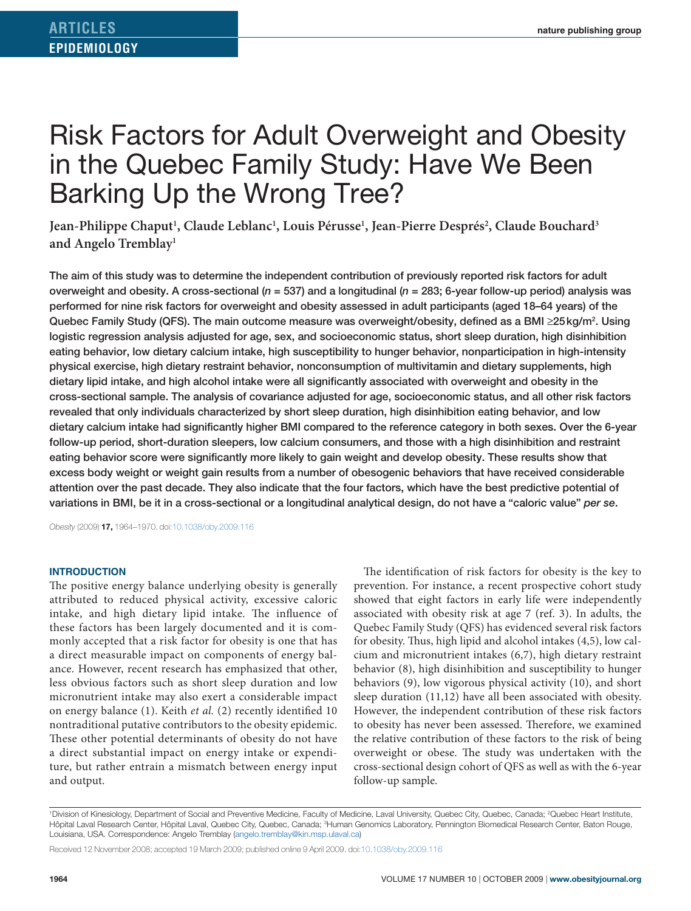ARTICLES

EPIDEMIOLOGY

# Risk Factors for Adult Overweight and Obesity in the Quebec Family Study: Have We Been Barking Up the Wrong Tree?

**Jean-Philippe Chaput[1], Claude Leblanc[1], Louis Pérusse[1], Jean-Pierre Després[2], Claude Bouchard[3] and Angelo Tremblay[1]**

**The aim of this study was to determine the independent contribution of previously reported risk factors for adult overweight and obesity. A cross-sectional (*n* = 537) and a longitudinal (*n* = 283; 6-year follow-up period) analysis was performed for nine risk factors for overweight and obesity assessed in adult participants (aged 18–64 years) of the Quebec Family Study (QFS). The main outcome measure was overweight/obesity, defined as a BMI ≥25 kg/m². Using logistic regression analysis adjusted for age, sex, and socioeconomic status, short sleep duration, high disinhibition eating behavior, low dietary calcium intake, high susceptibility to hunger behavior, nonparticipation in high-intensity physical exercise, high dietary restraint behavior, nonconsumption of multivitamin and dietary supplements, high dietary lipid intake, and high alcohol intake were all significantly associated with overweight and obesity in the cross-sectional sample. The analysis of covariance adjusted for age, socioeconomic status, and all other risk factors revealed that only individuals characterized by short sleep duration, high disinhibition eating behavior, and low dietary calcium intake had significantly higher BMI compared to the reference category in both sexes. Over the 6-year follow-up period, short-duration sleepers, low calcium consumers, and those with a high disinhibition and restraint eating behavior score were significantly more likely to gain weight and develop obesity. These results show that excess body weight or weight gain results from a number of obesogenic behaviors that have received considerable attention over the past decade. They also indicate that the four factors, which have the best predictive potential of variations in BMI, be it in a cross-sectional or a longitudinal analytical design, do not have a "caloric value" *per se*.**

*Obesity* (2009) **17,** 1964–1970. doi:10.1038/oby.2009.116

## INTRODUCTION

The positive energy balance underlying obesity is generally attributed to reduced physical activity, excessive caloric intake, and high dietary lipid intake. The influence of these factors has been largely documented and it is commonly accepted that a risk factor for obesity is one that has a direct measurable impact on components of energy balance. However, recent research has emphasized that other, less obvious factors such as short sleep duration and low micronutrient intake may also exert a considerable impact on energy balance (1). Keith *et al.* (2) recently identified 10 nontraditional putative contributors to the obesity epidemic. These other potential determinants of obesity do not have a direct substantial impact on energy intake or expenditure, but rather entrain a mismatch between energy input and output.

The identification of risk factors for obesity is the key to prevention. For instance, a recent prospective cohort study showed that eight factors in early life were independently associated with obesity risk at age 7 (ref. 3). In adults, the Quebec Family Study (QFS) has evidenced several risk factors for obesity. Thus, high lipid and alcohol intakes (4,5), low calcium and micronutrient intakes (6,7), high dietary restraint behavior (8), high disinhibition and susceptibility to hunger behaviors (9), low vigorous physical activity (10), and short sleep duration (11,12) have all been associated with obesity. However, the independent contribution of these risk factors to obesity has never been assessed. Therefore, we examined the relative contribution of these factors to the risk of being overweight or obese. The study was undertaken with the cross-sectional design cohort of QFS as well as with the 6-year follow-up sample.

[1]Division of Kinesiology, Department of Social and Preventive Medicine, Faculty of Medicine, Laval University, Quebec City, Quebec, Canada; [2]Quebec Heart Institute, Hôpital Laval Research Center, Hôpital Laval, Quebec City, Quebec, Canada; [3]Human Genomics Laboratory, Pennington Biomedical Research Center, Baton Rouge, Louisiana, USA. Correspondence: Angelo Tremblay (angelo.tremblay@kin.msp.ulaval.ca)

Received 12 November 2008; accepted 19 March 2009; published online 9 April 2009. doi:10.1038/oby.2009.116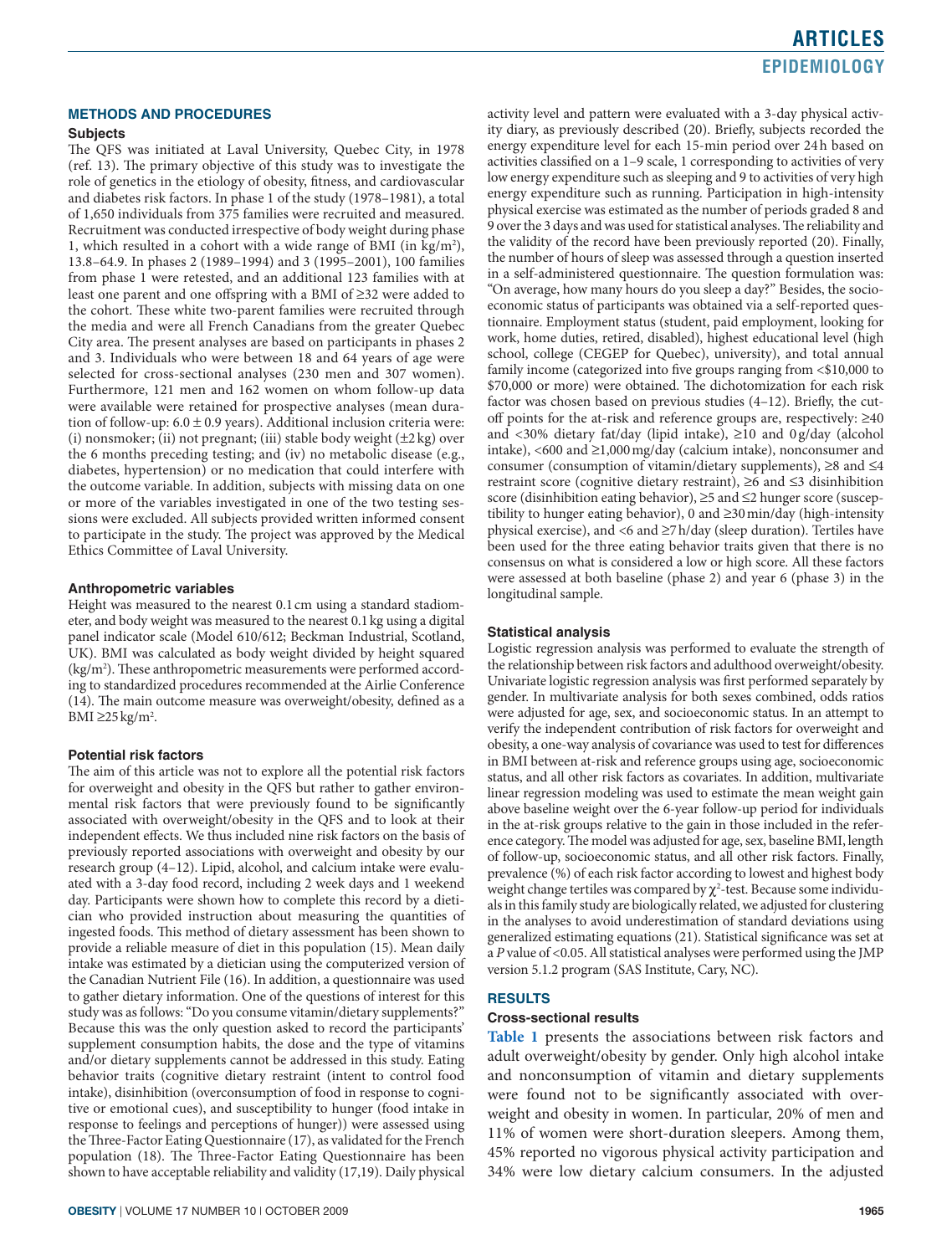## METHODS AND PROCEDURES

### Subjects

The QFS was initiated at Laval University, Quebec City, in 1978 (ref. 13). The primary objective of this study was to investigate the role of genetics in the etiology of obesity, fitness, and cardiovascular and diabetes risk factors. In phase 1 of the study (1978–1981), a total of 1,650 individuals from 375 families were recruited and measured. Recruitment was conducted irrespective of body weight during phase 1, which resulted in a cohort with a wide range of BMI (in $kg/m^2$), 13.8–64.9. In phases 2 (1989–1994) and 3 (1995–2001), 100 families from phase 1 were retested, and an additional 123 families with at least one parent and one offspring with a BMI of ≥32 were added to the cohort. These white two-parent families were recruited through the media and were all French Canadians from the greater Quebec City area. The present analyses are based on participants in phases 2 and 3. Individuals who were between 18 and 64 years of age were selected for cross-sectional analyses (230 men and 307 women). Furthermore, 121 men and 162 women on whom follow-up data were available were retained for prospective analyses (mean duration of follow-up: 6.0 ± 0.9 years). Additional inclusion criteria were: (i) nonsmoker; (ii) not pregnant; (iii) stable body weight (±2 kg) over the 6 months preceding testing; and (iv) no metabolic disease (e.g., diabetes, hypertension) or no medication that could interfere with the outcome variable. In addition, subjects with missing data on one or more of the variables investigated in one of the two testing sessions were excluded. All subjects provided written informed consent to participate in the study. The project was approved by the Medical Ethics Committee of Laval University.

### Anthropometric variables

Height was measured to the nearest 0.1 cm using a standard stadiometer, and body weight was measured to the nearest 0.1 kg using a digital panel indicator scale (Model 610/612; Beckman Industrial, Scotland, UK). BMI was calculated as body weight divided by height squared ($kg/m^2$). These anthropometric measurements were performed according to standardized procedures recommended at the Airlie Conference (14). The main outcome measure was overweight/obesity, defined as a BMI ≥25 $kg/m^2$.

### Potential risk factors

The aim of this article was not to explore all the potential risk factors for overweight and obesity in the QFS but rather to gather environmental risk factors that were previously found to be significantly associated with overweight/obesity in the QFS and to look at their independent effects. We thus included nine risk factors on the basis of previously reported associations with overweight and obesity by our research group (4–12). Lipid, alcohol, and calcium intake were evaluated with a 3-day food record, including 2 week days and 1 weekend day. Participants were shown how to complete this record by a dietician who provided instruction about measuring the quantities of ingested foods. This method of dietary assessment has been shown to provide a reliable measure of diet in this population (15). Mean daily intake was estimated by a dietician using the computerized version of the Canadian Nutrient File (16). In addition, a questionnaire was used to gather dietary information. One of the questions of interest for this study was as follows: "Do you consume vitamin/dietary supplements?" Because this was the only question asked to record the participants' supplement consumption habits, the dose and the type of vitamins and/or dietary supplements cannot be addressed in this study. Eating behavior traits (cognitive dietary restraint (intent to control food intake), disinhibition (overconsumption of food in response to cognitive or emotional cues), and susceptibility to hunger (food intake in response to feelings and perceptions of hunger)) were assessed using the Three-Factor Eating Questionnaire (17), as validated for the French population (18). The Three-Factor Eating Questionnaire has been shown to have acceptable reliability and validity (17,19). Daily physical activity level and pattern were evaluated with a 3-day physical activity diary, as previously described (20). Briefly, subjects recorded the energy expenditure level for each 15-min period over 24 h based on activities classified on a 1–9 scale, 1 corresponding to activities of very low energy expenditure such as sleeping and 9 to activities of very high energy expenditure such as running. Participation in high-intensity physical exercise was estimated as the number of periods graded 8 and 9 over the 3 days and was used for statistical analyses. The reliability and the validity of the record have been previously reported (20). Finally, the number of hours of sleep was assessed through a question inserted in a self-administered questionnaire. The question formulation was: "On average, how many hours do you sleep a day?" Besides, the socioeconomic status of participants was obtained via a self-reported questionnaire. Employment status (student, paid employment, looking for work, home duties, retired, disabled), highest educational level (high school, college (CEGEP for Quebec), university), and total annual family income (categorized into five groups ranging from <$10,000 to $70,000 or more) were obtained. The dichotomization for each risk factor was chosen based on previous studies (4–12). Briefly, the cutoff points for the at-risk and reference groups are, respectively: ≥40 and <30% dietary fat/day (lipid intake), ≥10 and 0 g/day (alcohol intake), <600 and ≥1,000 mg/day (calcium intake), nonconsumer and consumer (consumption of vitamin/dietary supplements), ≥8 and ≤4 restraint score (cognitive dietary restraint), ≥6 and ≤3 disinhibition score (disinhibition eating behavior), ≥5 and ≤2 hunger score (susceptibility to hunger eating behavior), 0 and ≥30 min/day (high-intensity physical exercise), and <6 and ≥7 h/day (sleep duration). Tertiles have been used for the three eating behavior traits given that there is no consensus on what is considered a low or high score. All these factors were assessed at both baseline (phase 2) and year 6 (phase 3) in the longitudinal sample.

### Statistical analysis

Logistic regression analysis was performed to evaluate the strength of the relationship between risk factors and adulthood overweight/obesity. Univariate logistic regression analysis was first performed separately by gender. In multivariate analysis for both sexes combined, odds ratios were adjusted for age, sex, and socioeconomic status. In an attempt to verify the independent contribution of risk factors for overweight and obesity, a one-way analysis of covariance was used to test for differences in BMI between at-risk and reference groups using age, socioeconomic status, and all other risk factors as covariates. In addition, multivariate linear regression modeling was used to estimate the mean weight gain above baseline weight over the 6-year follow-up period for individuals in the at-risk groups relative to the gain in those included in the reference category. The model was adjusted for age, sex, baseline BMI, length of follow-up, socioeconomic status, and all other risk factors. Finally, prevalence (%) of each risk factor according to lowest and highest body weight change tertiles was compared by $\chi^2$-test. Because some individuals in this family study are biologically related, we adjusted for clustering in the analyses to avoid underestimation of standard deviations using generalized estimating equations (21). Statistical significance was set at a $P$ value of <0.05. All statistical analyses were performed using the JMP version 5.1.2 program (SAS Institute, Cary, NC).

## RESULTS

### Cross-sectional results

**Table 1** presents the associations between risk factors and adult overweight/obesity by gender. Only high alcohol intake and nonconsumption of vitamin and dietary supplements were found not to be significantly associated with overweight and obesity in women. In particular, 20% of men and 11% of women were short-duration sleepers. Among them, 45% reported no vigorous physical activity participation and 34% were low dietary calcium consumers. In the adjusted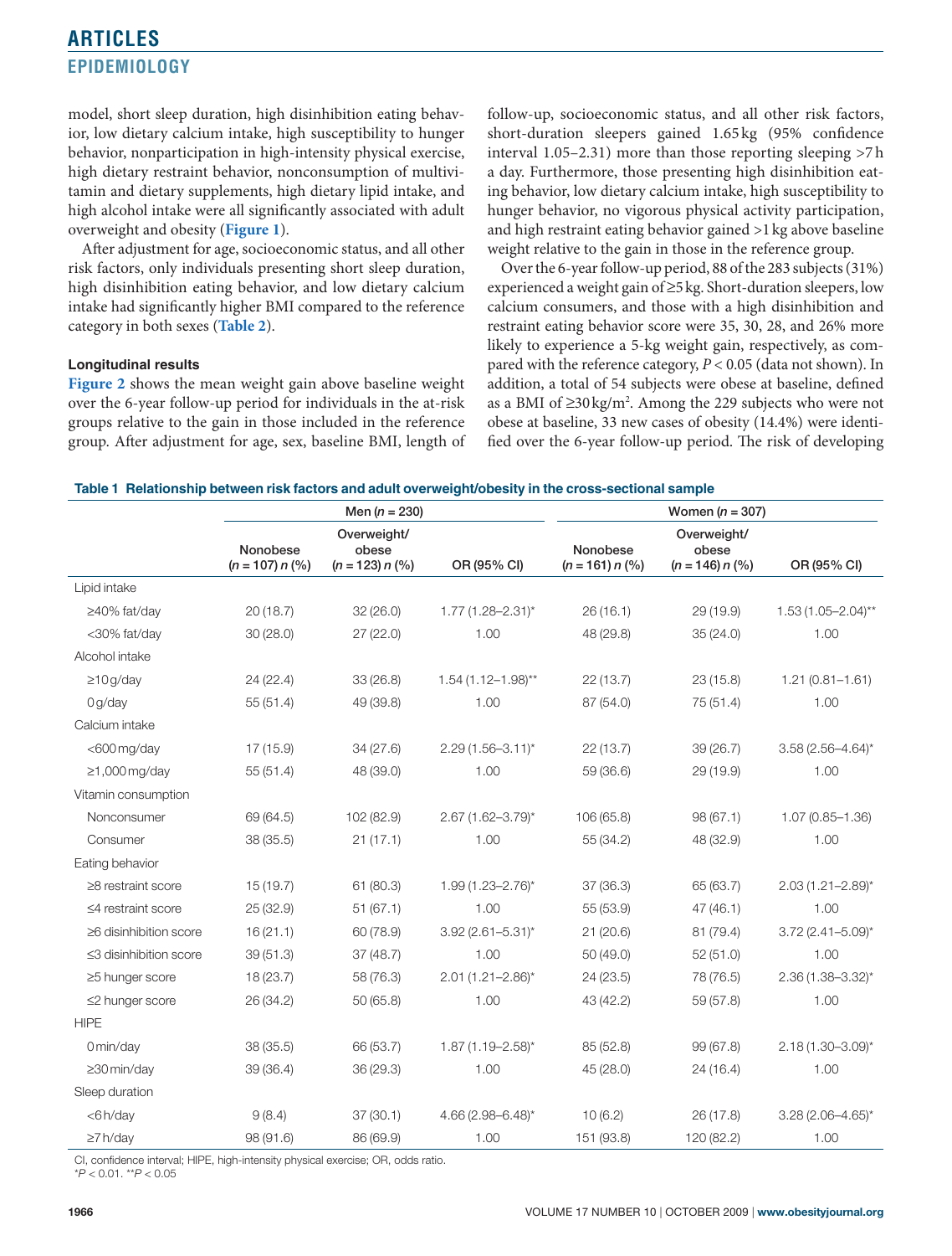model, short sleep duration, high disinhibition eating behavior, low dietary calcium intake, high susceptibility to hunger behavior, nonparticipation in high-intensity physical exercise, high dietary restraint behavior, nonconsumption of multivitamin and dietary supplements, high dietary lipid intake, and high alcohol intake were all significantly associated with adult overweight and obesity (**Figure 1**).

After adjustment for age, socioeconomic status, and all other risk factors, only individuals presenting short sleep duration, high disinhibition eating behavior, and low dietary calcium intake had significantly higher BMI compared to the reference category in both sexes (**Table 2**).

#### Longitudinal results

**Figure 2** shows the mean weight gain above baseline weight over the 6-year follow-up period for individuals in the at-risk groups relative to the gain in those included in the reference group. After adjustment for age, sex, baseline BMI, length of follow-up, socioeconomic status, and all other risk factors, short-duration sleepers gained 1.65 kg (95% confidence interval 1.05–2.31) more than those reporting sleeping >7 h a day. Furthermore, those presenting high disinhibition eating behavior, low dietary calcium intake, high susceptibility to hunger behavior, no vigorous physical activity participation, and high restraint eating behavior gained >1 kg above baseline weight relative to the gain in those in the reference group.

Over the 6-year follow-up period, 88 of the 283 subjects (31%) experienced a weight gain of ≥5 kg. Short-duration sleepers, low calcium consumers, and those with a high disinhibition and restraint eating behavior score were 35, 30, 28, and 26% more likely to experience a 5-kg weight gain, respectively, as compared with the reference category, $P < 0.05$ (data not shown). In addition, a total of 54 subjects were obese at baseline, defined as a BMI of ≥30 kg/m$^2$. Among the 229 subjects who were not obese at baseline, 33 new cases of obesity (14.4%) were identified over the 6-year follow-up period. The risk of developing

**Table 1 Relationship between risk factors and adult overweight/obesity in the cross-sectional sample**

| | Men (n = 230) | | | Women (n = 307) | | |
|---|---|---|---|---|---|---|
| | Nonobese (n = 107) n (%) | Overweight/obese (n = 123) n (%) | OR (95% CI) | Nonobese (n = 161) n (%) | Overweight/obese (n = 146) n (%) | OR (95% CI) |
| Lipid intake | | | | | | |
| ≥40% fat/day | 20 (18.7) | 32 (26.0) | 1.77 (1.28–2.31)* | 26 (16.1) | 29 (19.9) | 1.53 (1.05–2.04)** |
| <30% fat/day | 30 (28.0) | 27 (22.0) | 1.00 | 48 (29.8) | 35 (24.0) | 1.00 |
| Alcohol intake | | | | | | |
| ≥10 g/day | 24 (22.4) | 33 (26.8) | 1.54 (1.12–1.98)** | 22 (13.7) | 23 (15.8) | 1.21 (0.81–1.61) |
| 0 g/day | 55 (51.4) | 49 (39.8) | 1.00 | 87 (54.0) | 75 (51.4) | 1.00 |
| Calcium intake | | | | | | |
| <600 mg/day | 17 (15.9) | 34 (27.6) | 2.29 (1.56–3.11)* | 22 (13.7) | 39 (26.7) | 3.58 (2.56–4.64)* |
| ≥1,000 mg/day | 55 (51.4) | 48 (39.0) | 1.00 | 59 (36.6) | 29 (19.9) | 1.00 |
| Vitamin consumption | | | | | | |
| Nonconsumer | 69 (64.5) | 102 (82.9) | 2.67 (1.62–3.79)* | 106 (65.8) | 98 (67.1) | 1.07 (0.85–1.36) |
| Consumer | 38 (35.5) | 21 (17.1) | 1.00 | 55 (34.2) | 48 (32.9) | 1.00 |
| Eating behavior | | | | | | |
| ≥8 restraint score | 15 (19.7) | 61 (80.3) | 1.99 (1.23–2.76)* | 37 (36.3) | 65 (63.7) | 2.03 (1.21–2.89)* |
| ≤4 restraint score | 25 (32.9) | 51 (67.1) | 1.00 | 55 (53.9) | 47 (46.1) | 1.00 |
| ≥6 disinhibition score | 16 (21.1) | 60 (78.9) | 3.92 (2.61–5.31)* | 21 (20.6) | 81 (79.4) | 3.72 (2.41–5.09)* |
| ≤3 disinhibition score | 39 (51.3) | 37 (48.7) | 1.00 | 50 (49.0) | 52 (51.0) | 1.00 |
| ≥5 hunger score | 18 (23.7) | 58 (76.3) | 2.01 (1.21–2.86)* | 24 (23.5) | 78 (76.5) | 2.36 (1.38–3.32)* |
| ≤2 hunger score | 26 (34.2) | 50 (65.8) | 1.00 | 43 (42.2) | 59 (57.8) | 1.00 |
| HIPE | | | | | | |
| 0 min/day | 38 (35.5) | 66 (53.7) | 1.87 (1.19–2.58)* | 85 (52.8) | 99 (67.8) | 2.18 (1.30–3.09)* |
| ≥30 min/day | 39 (36.4) | 36 (29.3) | 1.00 | 45 (28.0) | 24 (16.4) | 1.00 |
| Sleep duration | | | | | | |
| <6 h/day | 9 (8.4) | 37 (30.1) | 4.66 (2.98–6.48)* | 10 (6.2) | 26 (17.8) | 3.28 (2.06–4.65)* |
| ≥7 h/day | 98 (91.6) | 86 (69.9) | 1.00 | 151 (93.8) | 120 (82.2) | 1.00 |

CI, confidence interval; HIPE, high-intensity physical exercise; OR, odds ratio.
*$P < 0.01$. **$P < 0.05$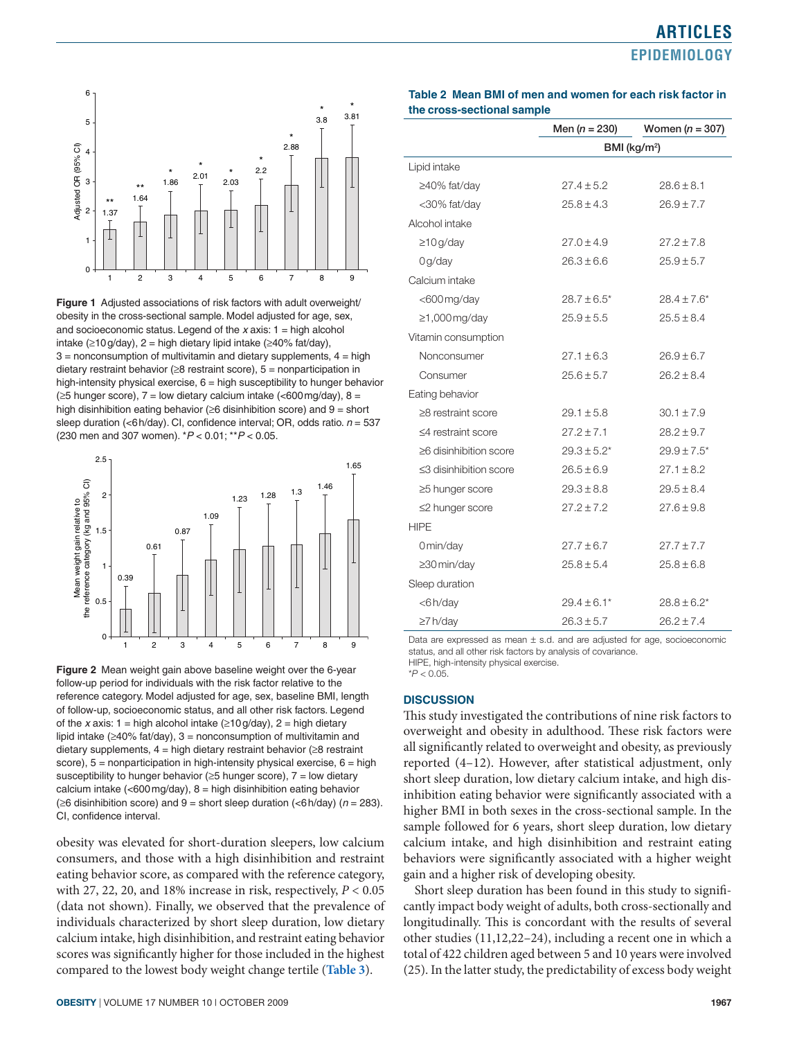6

5

4

3

2

1

0

Adjusted OR (95% CI)

** 1.37

** 1.64

* 1.86

* 2.01

* 2.03

* 2.2

* 2.88

* 3.8

* 3.81

1 2 3 4 5 6 7 8 9

**Figure 1** Adjusted associations of risk factors with adult overweight/obesity in the cross-sectional sample. Model adjusted for age, sex, and socioeconomic status. Legend of the *x* axis: 1 = high alcohol intake (≥10 g/day), 2 = high dietary lipid intake (≥40% fat/day), 3 = nonconsumption of multivitamin and dietary supplements, 4 = high dietary restraint behavior (≥8 restraint score), 5 = nonparticipation in high-intensity physical exercise, 6 = high susceptibility to hunger behavior (≥5 hunger score), 7 = low dietary calcium intake (<600 mg/day), 8 = high disinhibition eating behavior (≥6 disinhibition score) and 9 = short sleep duration (<6 h/day). CI, confidence interval; OR, odds ratio. $n = 537$ (230 men and 307 women). *$P < 0.01$; **$P < 0.05$.

2.5

2

1.5

1

0.5

0

Mean weight gain relative to the reference category (kg and 95% CI)

0.39

0.61

0.87

1.09

1.23

1.28

1.3

1.46

1.65

1 2 3 4 5 6 7 8 9

**Figure 2** Mean weight gain above baseline weight over the 6-year follow-up period for individuals with the risk factor relative to the reference category. Model adjusted for age, sex, baseline BMI, length of follow-up, socioeconomic status, and all other risk factors. Legend of the *x* axis: 1 = high alcohol intake (≥10 g/day), 2 = high dietary lipid intake (≥40% fat/day), 3 = nonconsumption of multivitamin and dietary supplements, 4 = high dietary restraint behavior (≥8 restraint score), 5 = nonparticipation in high-intensity physical exercise, 6 = high susceptibility to hunger behavior (≥5 hunger score), 7 = low dietary calcium intake (<600 mg/day), 8 = high disinhibition eating behavior (≥6 disinhibition score) and 9 = short sleep duration (<6 h/day) ($n = 283$). CI, confidence interval.

obesity was elevated for short-duration sleepers, low calcium consumers, and those with a high disinhibition and restraint eating behavior score, as compared with the reference category, with 27, 22, 20, and 18% increase in risk, respectively, $P < 0.05$ (data not shown). Finally, we observed that the prevalence of individuals characterized by short sleep duration, low dietary calcium intake, high disinhibition, and restraint eating behavior scores was significantly higher for those included in the highest compared to the lowest body weight change tertile (**Table 3**).

**Table 2 Mean BMI of men and women for each risk factor in the cross-sectional sample**

| | Men ($n = 230$) | Women ($n = 307$) |
|---|---|---|
| | BMI (kg/m²) | |
| Lipid intake | | |
| ≥40% fat/day | 27.4 ± 5.2 | 28.6 ± 8.1 |
| <30% fat/day | 25.8 ± 4.3 | 26.9 ± 7.7 |
| Alcohol intake | | |
| ≥10 g/day | 27.0 ± 4.9 | 27.2 ± 7.8 |
| 0 g/day | 26.3 ± 6.6 | 25.9 ± 5.7 |
| Calcium intake | | |
| <600 mg/day | 28.7 ± 6.5* | 28.4 ± 7.6* |
| ≥1,000 mg/day | 25.9 ± 5.5 | 25.5 ± 8.4 |
| Vitamin consumption | | |
| Nonconsumer | 27.1 ± 6.3 | 26.9 ± 6.7 |
| Consumer | 25.6 ± 5.7 | 26.2 ± 8.4 |
| Eating behavior | | |
| ≥8 restraint score | 29.1 ± 5.8 | 30.1 ± 7.9 |
| ≤4 restraint score | 27.2 ± 7.1 | 28.2 ± 9.7 |
| ≥6 disinhibition score | 29.3 ± 5.2* | 29.9 ± 7.5* |
| ≤3 disinhibition score | 26.5 ± 6.9 | 27.1 ± 8.2 |
| ≥5 hunger score | 29.3 ± 8.8 | 29.5 ± 8.4 |
| ≤2 hunger score | 27.2 ± 7.2 | 27.6 ± 9.8 |
| HIPE | | |
| 0 min/day | 27.7 ± 6.7 | 27.7 ± 7.7 |
| ≥30 min/day | 25.8 ± 5.4 | 25.8 ± 6.8 |
| Sleep duration | | |
| <6 h/day | 29.4 ± 6.1* | 28.8 ± 6.2* |
| ≥7 h/day | 26.3 ± 5.7 | 26.2 ± 7.4 |

Data are expressed as mean ± s.d. and are adjusted for age, socioeconomic status, and all other risk factors by analysis of covariance.
HIPE, high-intensity physical exercise.
*$P < 0.05$.

## DISCUSSION

This study investigated the contributions of nine risk factors to overweight and obesity in adulthood. These risk factors were all significantly related to overweight and obesity, as previously reported (4–12). However, after statistical adjustment, only short sleep duration, low dietary calcium intake, and high disinhibition eating behavior were significantly associated with a higher BMI in both sexes in the cross-sectional sample. In the sample followed for 6 years, short sleep duration, low dietary calcium intake, and high disinhibition and restraint eating behaviors were significantly associated with a higher weight gain and a higher risk of developing obesity.

Short sleep duration has been found in this study to significantly impact body weight of adults, both cross-sectionally and longitudinally. This is concordant with the results of several other studies (11,12,22–24), including a recent one in which a total of 422 children aged between 5 and 10 years were involved (25). In the latter study, the predictability of excess body weight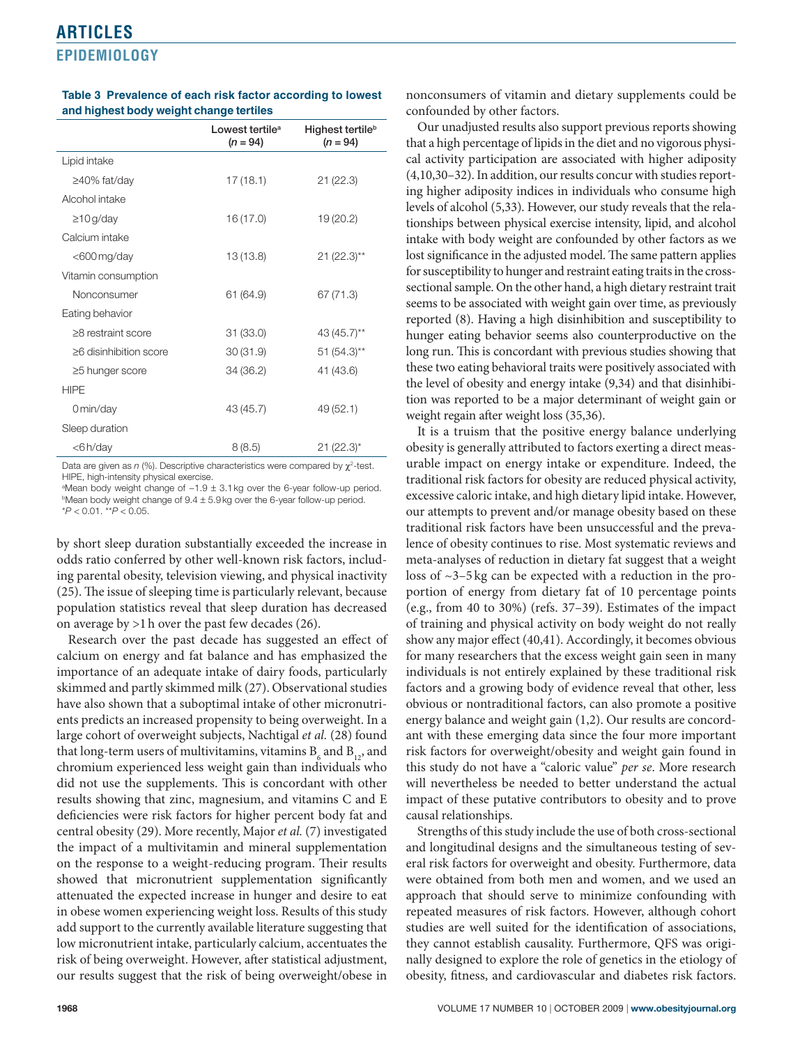**Table 3 Prevalence of each risk factor according to lowest and highest body weight change tertiles**

| | Lowest tertile[a] ($n$ = 94) | Highest tertile[b] ($n$ = 94) |
|---|---|---|
| Lipid intake | | |
| ≥40% fat/day | 17 (18.1) | 21 (22.3) |
| Alcohol intake | | |
| ≥10 g/day | 16 (17.0) | 19 (20.2) |
| Calcium intake | | |
| <600 mg/day | 13 (13.8) | 21 (22.3)** |
| Vitamin consumption | | |
| Nonconsumer | 61 (64.9) | 67 (71.3) |
| Eating behavior | | |
| ≥8 restraint score | 31 (33.0) | 43 (45.7)** |
| ≥6 disinhibition score | 30 (31.9) | 51 (54.3)** |
| ≥5 hunger score | 34 (36.2) | 41 (43.6) |
| HIPE | | |
| 0 min/day | 43 (45.7) | 49 (52.1) |
| Sleep duration | | |
| <6 h/day | 8 (8.5) | 21 (22.3)* |

Data are given as $n$ (%). Descriptive characteristics were compared by $\chi^2$-test.
HIPE, high-intensity physical exercise.
[a]Mean body weight change of −1.9 ± 3.1 kg over the 6-year follow-up period.
[b]Mean body weight change of 9.4 ± 5.9 kg over the 6-year follow-up period.
*$P < 0.01$. **$P < 0.05$.

by short sleep duration substantially exceeded the increase in odds ratio conferred by other well-known risk factors, including parental obesity, television viewing, and physical inactivity (25). The issue of sleeping time is particularly relevant, because population statistics reveal that sleep duration has decreased on average by >1 h over the past few decades (26).

Research over the past decade has suggested an effect of calcium on energy and fat balance and has emphasized the importance of an adequate intake of dairy foods, particularly skimmed and partly skimmed milk (27). Observational studies have also shown that a suboptimal intake of other micronutrients predicts an increased propensity to being overweight. In a large cohort of overweight subjects, Nachtigal *et al.* (28) found that long-term users of multivitamins, vitamins $B_6$ and $B_{12}$, and chromium experienced less weight gain than individuals who did not use the supplements. This is concordant with other results showing that zinc, magnesium, and vitamins C and E deficiencies were risk factors for higher percent body fat and central obesity (29). More recently, Major *et al.* (7) investigated the impact of a multivitamin and mineral supplementation on the response to a weight-reducing program. Their results showed that micronutrient supplementation significantly attenuated the expected increase in hunger and desire to eat in obese women experiencing weight loss. Results of this study add support to the currently available literature suggesting that low micronutrient intake, particularly calcium, accentuates the risk of being overweight. However, after statistical adjustment, our results suggest that the risk of being overweight/obese in nonconsumers of vitamin and dietary supplements could be confounded by other factors.

Our unadjusted results also support previous reports showing that a high percentage of lipids in the diet and no vigorous physical activity participation are associated with higher adiposity (4,10,30–32). In addition, our results concur with studies reporting higher adiposity indices in individuals who consume high levels of alcohol (5,33). However, our study reveals that the relationships between physical exercise intensity, lipid, and alcohol intake with body weight are confounded by other factors as we lost significance in the adjusted model. The same pattern applies for susceptibility to hunger and restraint eating traits in the cross-sectional sample. On the other hand, a high dietary restraint trait seems to be associated with weight gain over time, as previously reported (8). Having a high disinhibition and susceptibility to hunger eating behavior seems also counterproductive on the long run. This is concordant with previous studies showing that these two eating behavioral traits were positively associated with the level of obesity and energy intake (9,34) and that disinhibition was reported to be a major determinant of weight gain or weight regain after weight loss (35,36).

It is a truism that the positive energy balance underlying obesity is generally attributed to factors exerting a direct measurable impact on energy intake or expenditure. Indeed, the traditional risk factors for obesity are reduced physical activity, excessive caloric intake, and high dietary lipid intake. However, our attempts to prevent and/or manage obesity based on these traditional risk factors have been unsuccessful and the prevalence of obesity continues to rise. Most systematic reviews and meta-analyses of reduction in dietary fat suggest that a weight loss of ~3–5 kg can be expected with a reduction in the proportion of energy from dietary fat of 10 percentage points (e.g., from 40 to 30%) (refs. 37–39). Estimates of the impact of training and physical activity on body weight do not really show any major effect (40,41). Accordingly, it becomes obvious for many researchers that the excess weight gain seen in many individuals is not entirely explained by these traditional risk factors and a growing body of evidence reveal that other, less obvious or nontraditional factors, can also promote a positive energy balance and weight gain (1,2). Our results are concordant with these emerging data since the four more important risk factors for overweight/obesity and weight gain found in this study do not have a "caloric value" *per se*. More research will nevertheless be needed to better understand the actual impact of these putative contributors to obesity and to prove causal relationships.

Strengths of this study include the use of both cross-sectional and longitudinal designs and the simultaneous testing of several risk factors for overweight and obesity. Furthermore, data were obtained from both men and women, and we used an approach that should serve to minimize confounding with repeated measures of risk factors. However, although cohort studies are well suited for the identification of associations, they cannot establish causality. Furthermore, QFS was originally designed to explore the role of genetics in the etiology of obesity, fitness, and cardiovascular and diabetes risk factors.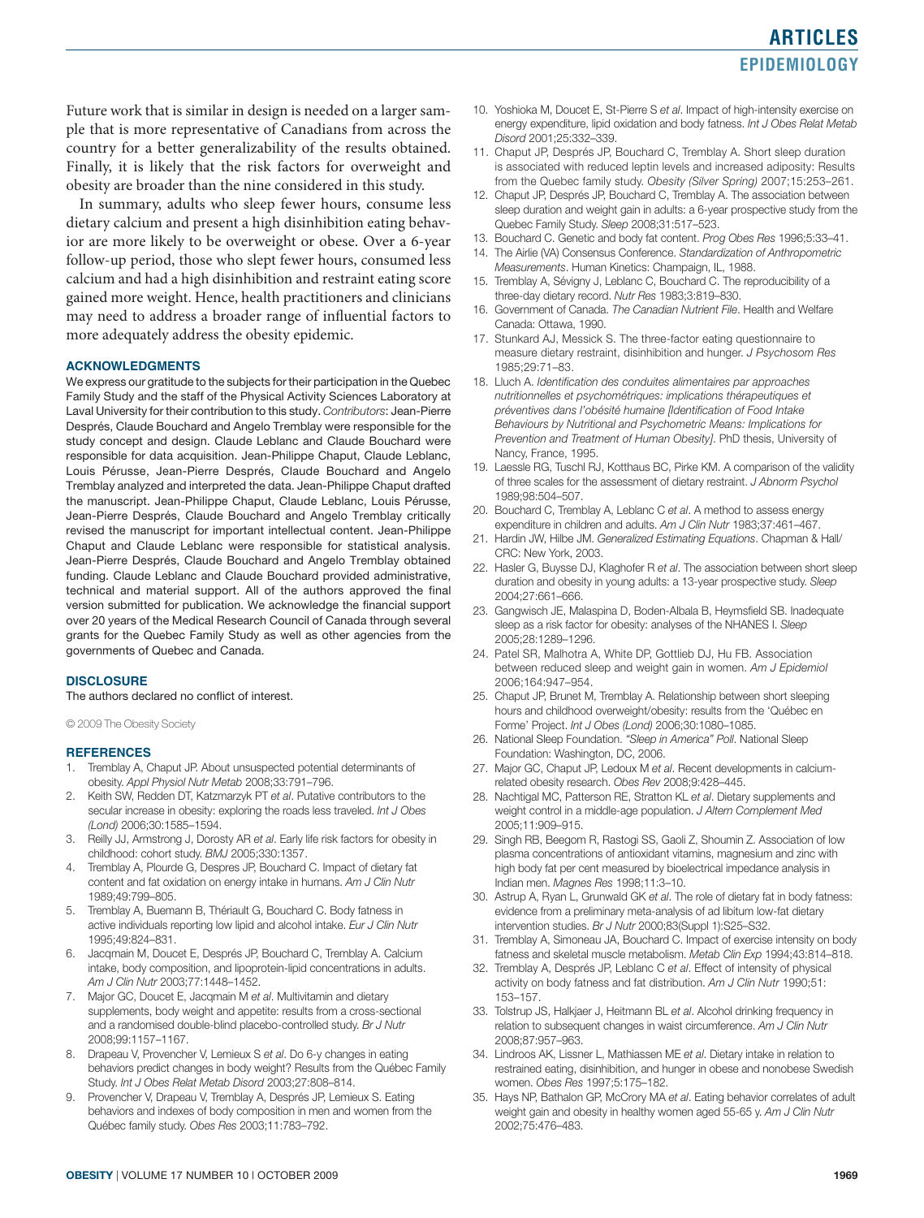Future work that is similar in design is needed on a larger sample that is more representative of Canadians from across the country for a better generalizability of the results obtained. Finally, it is likely that the risk factors for overweight and obesity are broader than the nine considered in this study.

In summary, adults who sleep fewer hours, consume less dietary calcium and present a high disinhibition eating behavior are more likely to be overweight or obese. Over a 6-year follow-up period, those who slept fewer hours, consumed less calcium and had a high disinhibition and restraint eating score gained more weight. Hence, health practitioners and clinicians may need to address a broader range of influential factors to more adequately address the obesity epidemic.

### ACKNOWLEDGMENTS

We express our gratitude to the subjects for their participation in the Quebec Family Study and the staff of the Physical Activity Sciences Laboratory at Laval University for their contribution to this study. *Contributors*: Jean-Pierre Després, Claude Bouchard and Angelo Tremblay were responsible for the study concept and design. Claude Leblanc and Claude Bouchard were responsible for data acquisition. Jean-Philippe Chaput, Claude Leblanc, Louis Pérusse, Jean-Pierre Després, Claude Bouchard and Angelo Tremblay analyzed and interpreted the data. Jean-Philippe Chaput drafted the manuscript. Jean-Philippe Chaput, Claude Leblanc, Louis Pérusse, Jean-Pierre Després, Claude Bouchard and Angelo Tremblay critically revised the manuscript for important intellectual content. Jean-Philippe Chaput and Claude Leblanc were responsible for statistical analysis. Jean-Pierre Després, Claude Bouchard and Angelo Tremblay obtained funding. Claude Leblanc and Claude Bouchard provided administrative, technical and material support. All of the authors approved the final version submitted for publication. We acknowledge the financial support over 20 years of the Medical Research Council of Canada through several grants for the Quebec Family Study as well as other agencies from the governments of Quebec and Canada.

### DISCLOSURE

The authors declared no conflict of interest.

© 2009 The Obesity Society

### REFERENCES

1. Tremblay A, Chaput JP. About unsuspected potential determinants of obesity. *Appl Physiol Nutr Metab* 2008;33:791–796.
2. Keith SW, Redden DT, Katzmarzyk PT *et al*. Putative contributors to the secular increase in obesity: exploring the roads less traveled. *Int J Obes (Lond)* 2006;30:1585–1594.
3. Reilly JJ, Armstrong J, Dorosty AR *et al*. Early life risk factors for obesity in childhood: cohort study. *BMJ* 2005;330:1357.
4. Tremblay A, Plourde G, Despres JP, Bouchard C. Impact of dietary fat content and fat oxidation on energy intake in humans. *Am J Clin Nutr* 1989;49:799–805.
5. Tremblay A, Buemann B, Thériault G, Bouchard C. Body fatness in active individuals reporting low lipid and alcohol intake. *Eur J Clin Nutr* 1995;49:824–831.
6. Jacqmain M, Doucet E, Després JP, Bouchard C, Tremblay A. Calcium intake, body composition, and lipoprotein-lipid concentrations in adults. *Am J Clin Nutr* 2003;77:1448–1452.
7. Major GC, Doucet E, Jacqmain M *et al*. Multivitamin and dietary supplements, body weight and appetite: results from a cross-sectional and a randomised double-blind placebo-controlled study. *Br J Nutr* 2008;99:1157–1167.
8. Drapeau V, Provencher V, Lemieux S *et al*. Do 6-y changes in eating behaviors predict changes in body weight? Results from the Québec Family Study. *Int J Obes Relat Metab Disord* 2003;27:808–814.
9. Provencher V, Drapeau V, Tremblay A, Després JP, Lemieux S. Eating behaviors and indexes of body composition in men and women from the Québec family study. *Obes Res* 2003;11:783–792.
10. Yoshioka M, Doucet E, St-Pierre S *et al*. Impact of high-intensity exercise on energy expenditure, lipid oxidation and body fatness. *Int J Obes Relat Metab Disord* 2001;25:332–339.
11. Chaput JP, Després JP, Bouchard C, Tremblay A. Short sleep duration is associated with reduced leptin levels and increased adiposity: Results from the Quebec family study. *Obesity (Silver Spring)* 2007;15:253–261.
12. Chaput JP, Després JP, Bouchard C, Tremblay A. The association between sleep duration and weight gain in adults: a 6-year prospective study from the Quebec Family Study. *Sleep* 2008;31:517–523.
13. Bouchard C. Genetic and body fat content. *Prog Obes Res* 1996;5:33–41.
14. The Airlie (VA) Consensus Conference. *Standardization of Anthropometric Measurements*. Human Kinetics: Champaign, IL, 1988.
15. Tremblay A, Sévigny J, Leblanc C, Bouchard C. The reproducibility of a three-day dietary record. *Nutr Res* 1983;3:819–830.
16. Government of Canada. *The Canadian Nutrient File*. Health and Welfare Canada: Ottawa, 1990.
17. Stunkard AJ, Messick S. The three-factor eating questionnaire to measure dietary restraint, disinhibition and hunger. *J Psychosom Res* 1985;29:71–83.
18. Lluch A. *Identification des conduites alimentaires par approaches nutritionnelles et psychométriques: implications thérapeutiques et préventives dans l'obésité humaine [Identification of Food Intake Behaviours by Nutritional and Psychometric Means: Implications for Prevention and Treatment of Human Obesity]*. PhD thesis, University of Nancy, France, 1995.
19. Laessle RG, Tuschl RJ, Kotthaus BC, Pirke KM. A comparison of the validity of three scales for the assessment of dietary restraint. *J Abnorm Psychol* 1989;98:504–507.
20. Bouchard C, Tremblay A, Leblanc C *et al*. A method to assess energy expenditure in children and adults. *Am J Clin Nutr* 1983;37:461–467.
21. Hardin JW, Hilbe JM. *Generalized Estimating Equations*. Chapman & Hall/CRC: New York, 2003.
22. Hasler G, Buysse DJ, Klaghofer R *et al*. The association between short sleep duration and obesity in young adults: a 13-year prospective study. *Sleep* 2004;27:661–666.
23. Gangwisch JE, Malaspina D, Boden-Albala B, Heymsfield SB. Inadequate sleep as a risk factor for obesity: analyses of the NHANES I. *Sleep* 2005;28:1289–1296.
24. Patel SR, Malhotra A, White DP, Gottlieb DJ, Hu FB. Association between reduced sleep and weight gain in women. *Am J Epidemiol* 2006;164:947–954.
25. Chaput JP, Brunet M, Tremblay A. Relationship between short sleeping hours and childhood overweight/obesity: results from the 'Québec en Forme' Project. *Int J Obes (Lond)* 2006;30:1080–1085.
26. National Sleep Foundation. *"Sleep in America" Poll*. National Sleep Foundation: Washington, DC, 2006.
27. Major GC, Chaput JP, Ledoux M *et al*. Recent developments in calcium-related obesity research. *Obes Rev* 2008;9:428–445.
28. Nachtigal MC, Patterson RE, Stratton KL *et al*. Dietary supplements and weight control in a middle-age population. *J Altern Complement Med* 2005;11:909–915.
29. Singh RB, Beegom R, Rastogi SS, Gaoli Z, Shoumin Z. Association of low plasma concentrations of antioxidant vitamins, magnesium and zinc with high body fat per cent measured by bioelectrical impedance analysis in Indian men. *Magnes Res* 1998;11:3–10.
30. Astrup A, Ryan L, Grunwald GK *et al*. The role of dietary fat in body fatness: evidence from a preliminary meta-analysis of ad libitum low-fat dietary intervention studies. *Br J Nutr* 2000;83(Suppl 1):S25–S32.
31. Tremblay A, Simoneau JA, Bouchard C. Impact of exercise intensity on body fatness and skeletal muscle metabolism. *Metab Clin Exp* 1994;43:814–818.
32. Tremblay A, Després JP, Leblanc C *et al*. Effect of intensity of physical activity on body fatness and fat distribution. *Am J Clin Nutr* 1990;51:153–157.
33. Tolstrup JS, Halkjaer J, Heitmann BL *et al*. Alcohol drinking frequency in relation to subsequent changes in waist circumference. *Am J Clin Nutr* 2008;87:957–963.
34. Lindroos AK, Lissner L, Mathiassen ME *et al*. Dietary intake in relation to restrained eating, disinhibition, and hunger in obese and nonobese Swedish women. *Obes Res* 1997;5:175–182.
35. Hays NP, Bathalon GP, McCrory MA *et al*. Eating behavior correlates of adult weight gain and obesity in healthy women aged 55-65 y. *Am J Clin Nutr* 2002;75:476–483.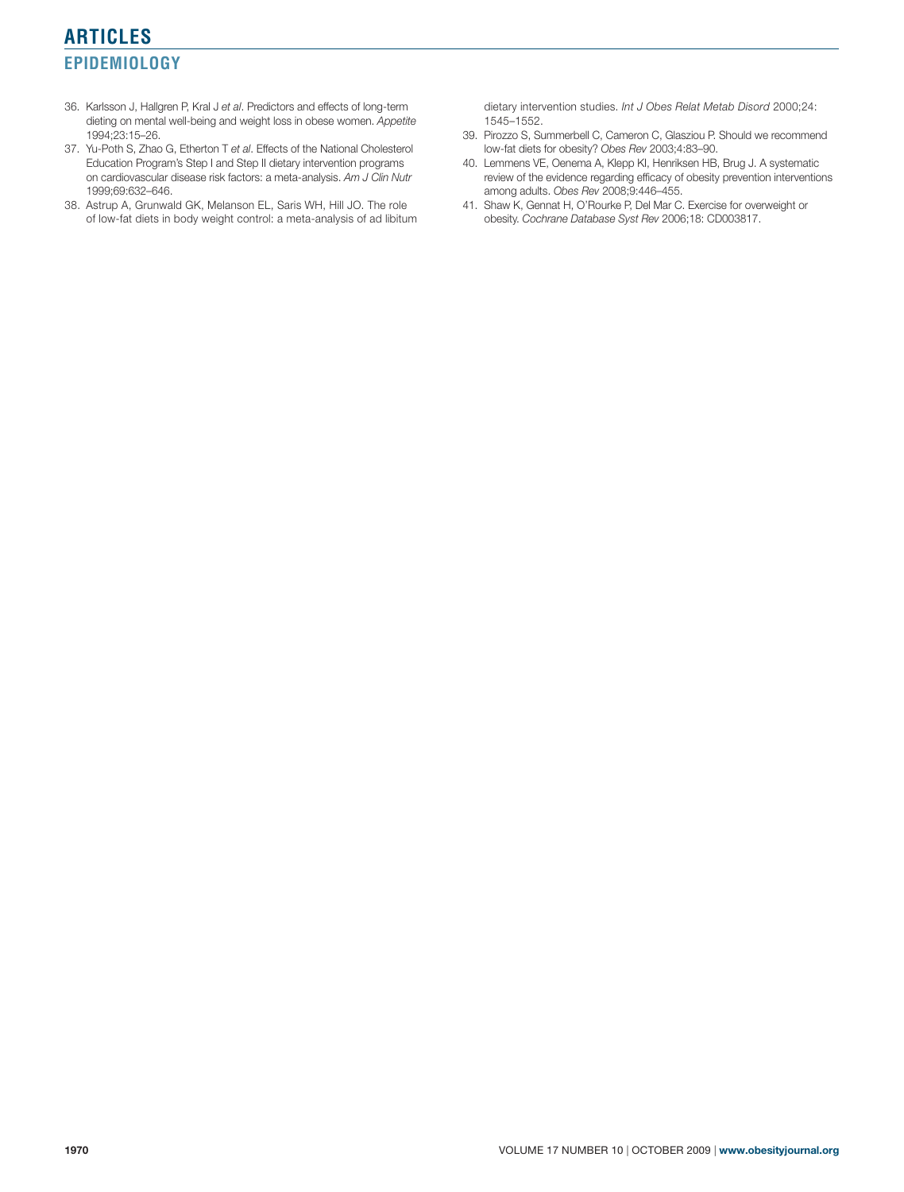36. Karlsson J, Hallgren P, Kral J *et al*. Predictors and effects of long-term dieting on mental well-being and weight loss in obese women. *Appetite* 1994;23:15–26.
37. Yu-Poth S, Zhao G, Etherton T *et al*. Effects of the National Cholesterol Education Program's Step I and Step II dietary intervention programs on cardiovascular disease risk factors: a meta-analysis. *Am J Clin Nutr* 1999;69:632–646.
38. Astrup A, Grunwald GK, Melanson EL, Saris WH, Hill JO. The role of low-fat diets in body weight control: a meta-analysis of ad libitum dietary intervention studies. *Int J Obes Relat Metab Disord* 2000;24: 1545–1552.
39. Pirozzo S, Summerbell C, Cameron C, Glasziou P. Should we recommend low-fat diets for obesity? *Obes Rev* 2003;4:83–90.
40. Lemmens VE, Oenema A, Klepp KI, Henriksen HB, Brug J. A systematic review of the evidence regarding efficacy of obesity prevention interventions among adults. *Obes Rev* 2008;9:446–455.
41. Shaw K, Gennat H, O'Rourke P, Del Mar C. Exercise for overweight or obesity. *Cochrane Database Syst Rev* 2006;18: CD003817.